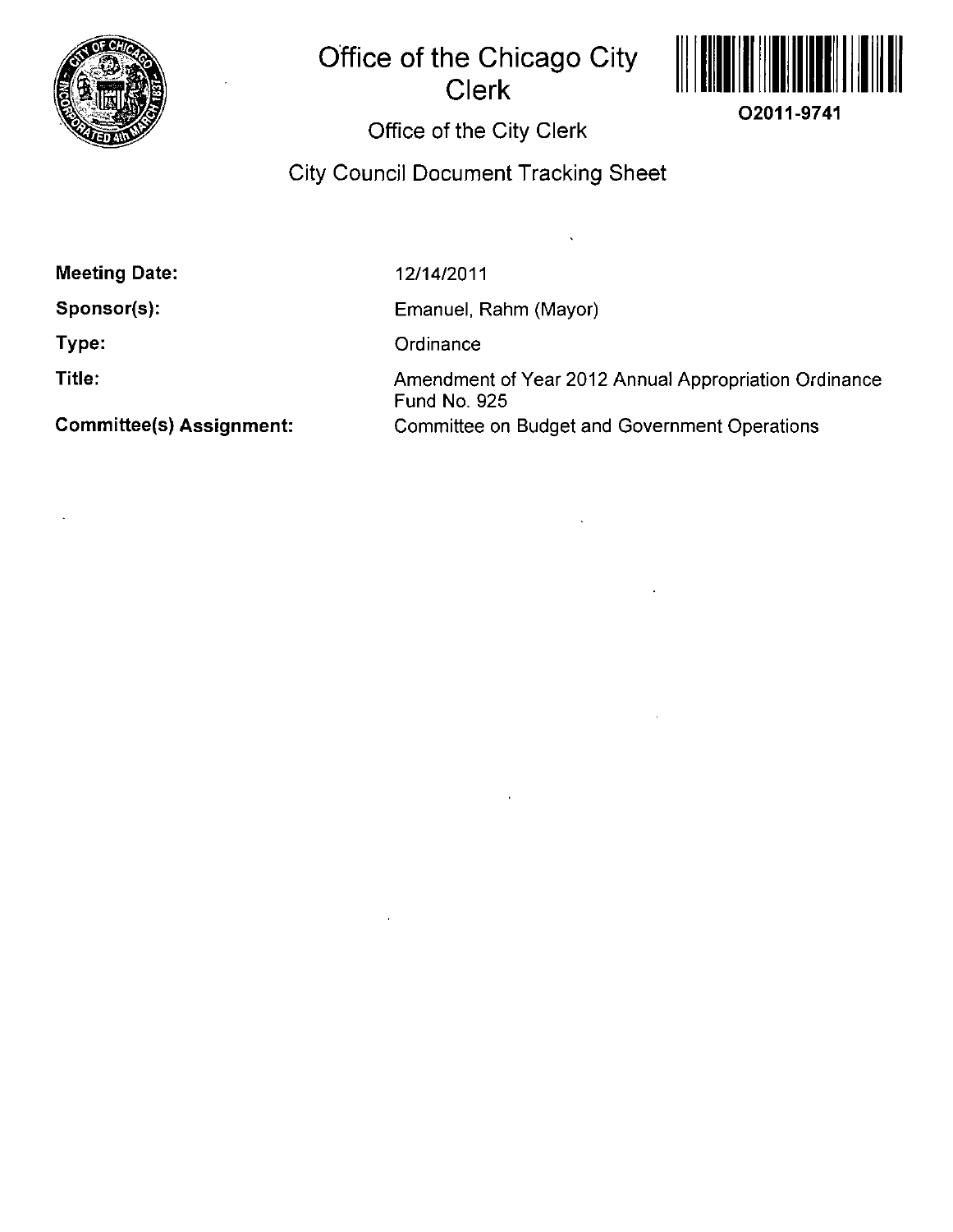# Office of the Chicago City Clerk

O2011-9741

## Office of the City Clerk

## City Council Document Tracking Sheet

**Meeting Date:** 12/14/2011

**Sponsor(s):** Emanuel, Rahm (Mayor)

**Type:** Ordinance

**Title:** Amendment of Year 2012 Annual Appropriation Ordinance Fund No. 925

**Committee(s) Assignment:** Committee on Budget and Government Operations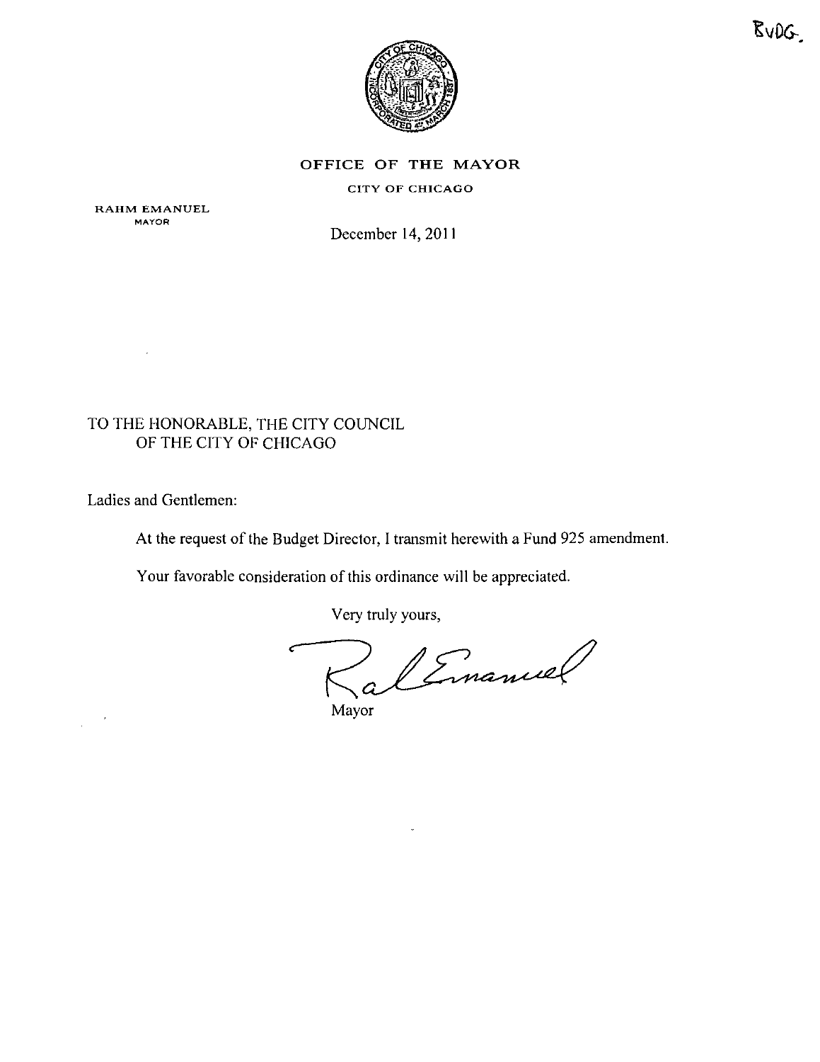BUDG.

# OFFICE OF THE MAYOR

CITY OF CHICAGO

RAHM EMANUEL
MAYOR

December 14, 2011

TO THE HONORABLE, THE CITY COUNCIL
OF THE CITY OF CHICAGO

Ladies and Gentlemen:

At the request of the Budget Director, I transmit herewith a Fund 925 amendment.

Your favorable consideration of this ordinance will be appreciated.

Very truly yours,

Mayor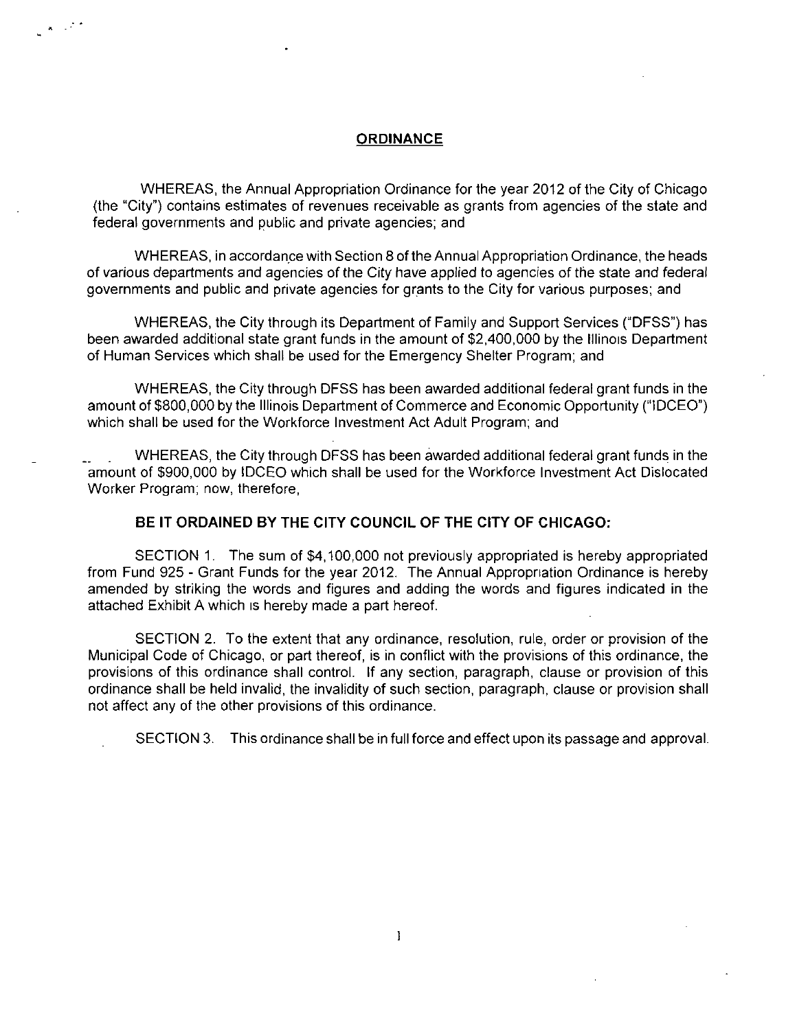## ORDINANCE

WHEREAS, the Annual Appropriation Ordinance for the year 2012 of the City of Chicago (the "City") contains estimates of revenues receivable as grants from agencies of the state and federal governments and public and private agencies; and

WHEREAS, in accordance with Section 8 of the Annual Appropriation Ordinance, the heads of various departments and agencies of the City have applied to agencies of the state and federal governments and public and private agencies for grants to the City for various purposes; and

WHEREAS, the City through its Department of Family and Support Services ("DFSS") has been awarded additional state grant funds in the amount of $2,400,000 by the Illinois Department of Human Services which shall be used for the Emergency Shelter Program; and

WHEREAS, the City through DFSS has been awarded additional federal grant funds in the amount of $800,000 by the Illinois Department of Commerce and Economic Opportunity ("IDCEO") which shall be used for the Workforce Investment Act Adult Program; and

WHEREAS, the City through DFSS has been awarded additional federal grant funds in the amount of $900,000 by IDCEO which shall be used for the Workforce Investment Act Dislocated Worker Program; now, therefore,

**BE IT ORDAINED BY THE CITY COUNCIL OF THE CITY OF CHICAGO:**

SECTION 1. The sum of $4,100,000 not previously appropriated is hereby appropriated from Fund 925 - Grant Funds for the year 2012. The Annual Appropriation Ordinance is hereby amended by striking the words and figures and adding the words and figures indicated in the attached Exhibit A which is hereby made a part hereof.

SECTION 2. To the extent that any ordinance, resolution, rule, order or provision of the Municipal Code of Chicago, or part thereof, is in conflict with the provisions of this ordinance, the provisions of this ordinance shall control. If any section, paragraph, clause or provision of this ordinance shall be held invalid, the invalidity of such section, paragraph, clause or provision shall not affect any of the other provisions of this ordinance.

SECTION 3. This ordinance shall be in full force and effect upon its passage and approval.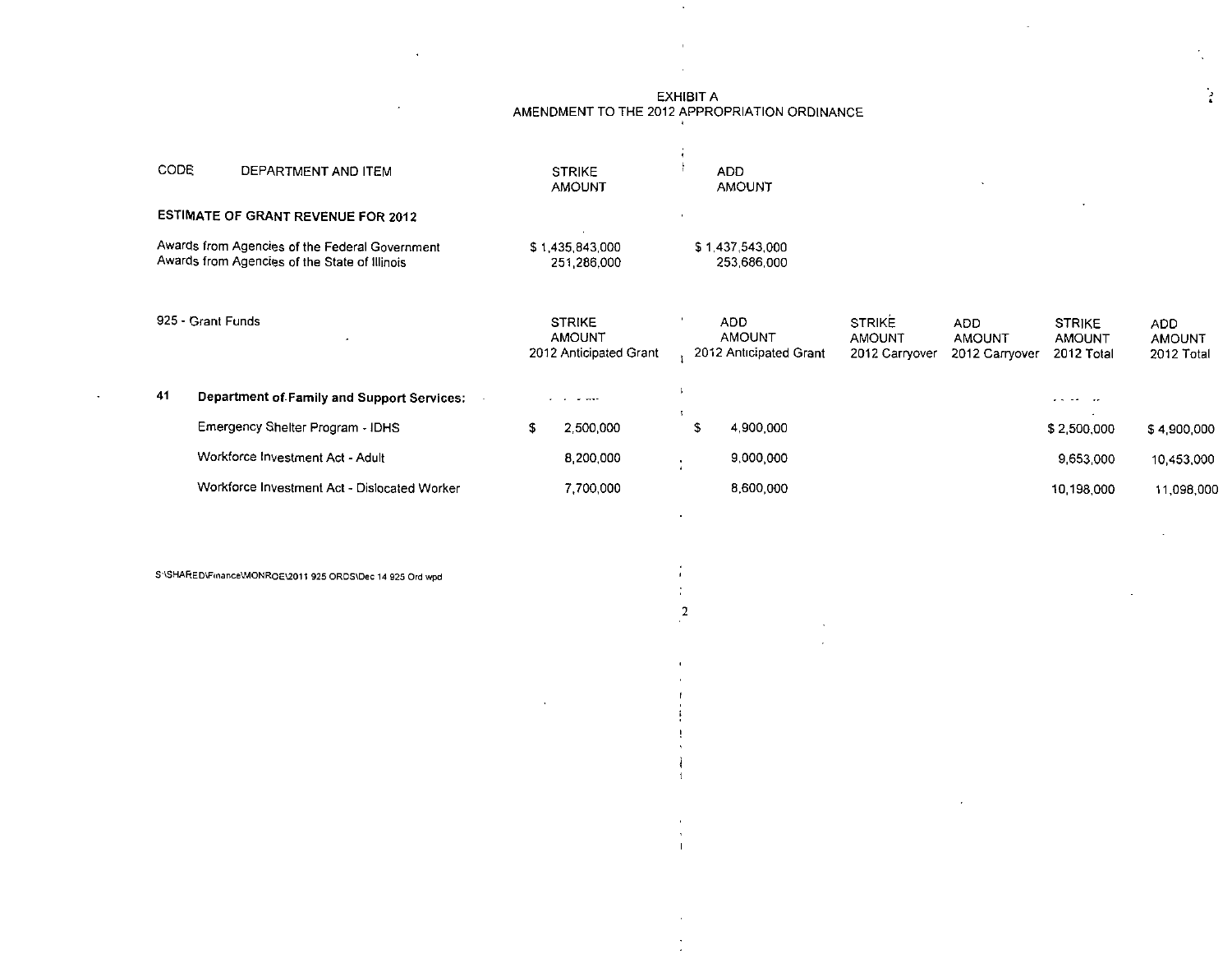EXHIBIT A
AMENDMENT TO THE 2012 APPROPRIATION ORDINANCE

| CODE | DEPARTMENT AND ITEM | STRIKE AMOUNT | ADD AMOUNT |
|---|---|---|---|
| | **ESTIMATE OF GRANT REVENUE FOR 2012** | | |
| | Awards from Agencies of the Federal Government | $ 1,435,843,000 | $ 1,437,543,000 |
| | Awards from Agencies of the State of Illinois | 251,286,000 | 253,686,000 |

| | 925 - Grant Funds | STRIKE AMOUNT 2012 Anticipated Grant | ADD AMOUNT 2012 Anticipated Grant | STRIKE AMOUNT 2012 Carryover | ADD AMOUNT 2012 Carryover | STRIKE AMOUNT 2012 Total | ADD AMOUNT 2012 Total |
|---|---|---|---|---|---|---|---|
| 41 | **Department of Family and Support Services:** | | | | | | |
| | Emergency Shelter Program - IDHS | $ 2,500,000 | $ 4,900,000 | | | $ 2,500,000 | $ 4,900,000 |
| | Workforce Investment Act - Adult | 8,200,000 | 9,000,000 | | | 9,653,000 | 10,453,000 |
| | Workforce Investment Act - Dislocated Worker | 7,700,000 | 8,600,000 | | | 10,198,000 | 11,098,000 |

S:\SHARED\Finance\MONROE\2011 925 ORDS\Dec 14 925 Ord wpd